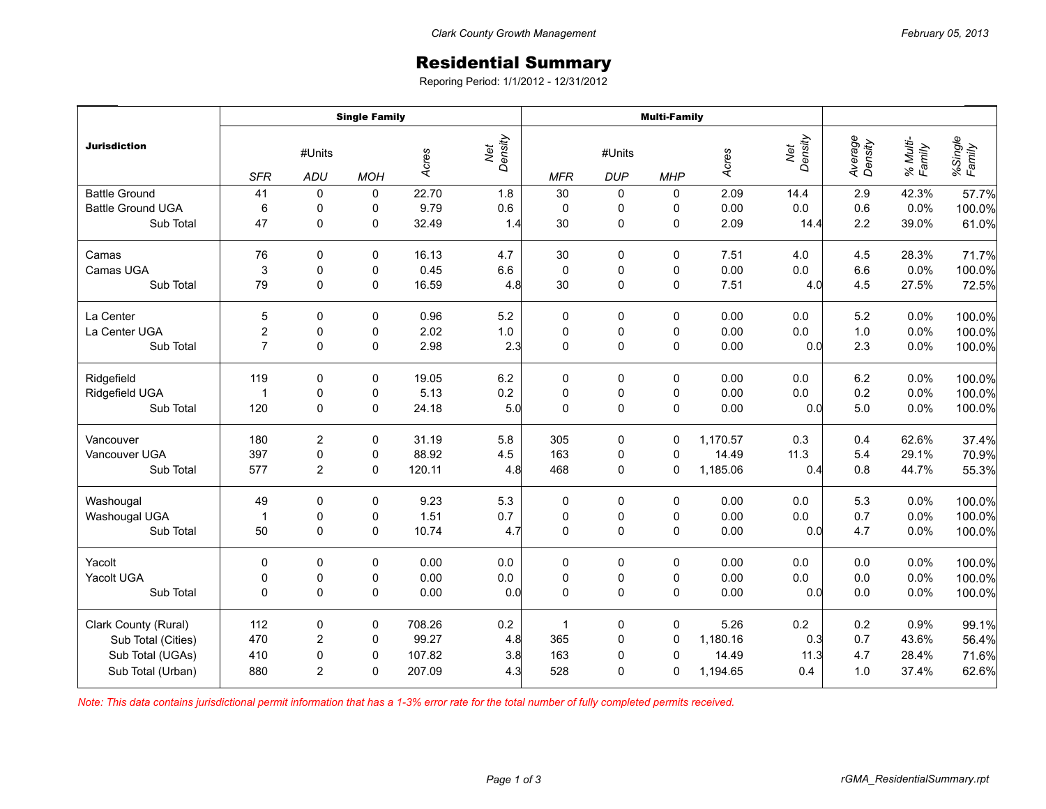# Residential Summary

Reporing Period: 1/1/2012 - 12/31/2012

| Jurisdiction | Single Family | | | | | Multi-Family | | | | | | | |
|---|---|---|---|---|---|---|---|---|---|---|---|---|---|
| | #Units | | | Acres | Net Density | #Units | | | Acres | Net Density | Average Density | % Multi-Family | %Single Family |
| | SFR | ADU | MOH | | | MFR | DUP | MHP | | | | | |
| Battle Ground | 41 | 0 | 0 | 22.70 | 1.8 | 30 | 0 | 0 | 2.09 | 14.4 | 2.9 | 42.3% | 57.7% |
| Battle Ground UGA | 6 | 0 | 0 | 9.79 | 0.6 | 0 | 0 | 0 | 0.00 | 0.0 | 0.6 | 0.0% | 100.0% |
| Sub Total | 47 | 0 | 0 | 32.49 | 1.4 | 30 | 0 | 0 | 2.09 | 14.4 | 2.2 | 39.0% | 61.0% |
| Camas | 76 | 0 | 0 | 16.13 | 4.7 | 30 | 0 | 0 | 7.51 | 4.0 | 4.5 | 28.3% | 71.7% |
| Camas UGA | 3 | 0 | 0 | 0.45 | 6.6 | 0 | 0 | 0 | 0.00 | 0.0 | 6.6 | 0.0% | 100.0% |
| Sub Total | 79 | 0 | 0 | 16.59 | 4.8 | 30 | 0 | 0 | 7.51 | 4.0 | 4.5 | 27.5% | 72.5% |
| La Center | 5 | 0 | 0 | 0.96 | 5.2 | 0 | 0 | 0 | 0.00 | 0.0 | 5.2 | 0.0% | 100.0% |
| La Center UGA | 2 | 0 | 0 | 2.02 | 1.0 | 0 | 0 | 0 | 0.00 | 0.0 | 1.0 | 0.0% | 100.0% |
| Sub Total | 7 | 0 | 0 | 2.98 | 2.3 | 0 | 0 | 0 | 0.00 | 0.0 | 2.3 | 0.0% | 100.0% |
| Ridgefield | 119 | 0 | 0 | 19.05 | 6.2 | 0 | 0 | 0 | 0.00 | 0.0 | 6.2 | 0.0% | 100.0% |
| Ridgefield UGA | 1 | 0 | 0 | 5.13 | 0.2 | 0 | 0 | 0 | 0.00 | 0.0 | 0.2 | 0.0% | 100.0% |
| Sub Total | 120 | 0 | 0 | 24.18 | 5.0 | 0 | 0 | 0 | 0.00 | 0.0 | 5.0 | 0.0% | 100.0% |
| Vancouver | 180 | 2 | 0 | 31.19 | 5.8 | 305 | 0 | 0 | 1,170.57 | 0.3 | 0.4 | 62.6% | 37.4% |
| Vancouver UGA | 397 | 0 | 0 | 88.92 | 4.5 | 163 | 0 | 0 | 14.49 | 11.3 | 5.4 | 29.1% | 70.9% |
| Sub Total | 577 | 2 | 0 | 120.11 | 4.8 | 468 | 0 | 0 | 1,185.06 | 0.4 | 0.8 | 44.7% | 55.3% |
| Washougal | 49 | 0 | 0 | 9.23 | 5.3 | 0 | 0 | 0 | 0.00 | 0.0 | 5.3 | 0.0% | 100.0% |
| Washougal UGA | 1 | 0 | 0 | 1.51 | 0.7 | 0 | 0 | 0 | 0.00 | 0.0 | 0.7 | 0.0% | 100.0% |
| Sub Total | 50 | 0 | 0 | 10.74 | 4.7 | 0 | 0 | 0 | 0.00 | 0.0 | 4.7 | 0.0% | 100.0% |
| Yacolt | 0 | 0 | 0 | 0.00 | 0.0 | 0 | 0 | 0 | 0.00 | 0.0 | 0.0 | 0.0% | 100.0% |
| Yacolt UGA | 0 | 0 | 0 | 0.00 | 0.0 | 0 | 0 | 0 | 0.00 | 0.0 | 0.0 | 0.0% | 100.0% |
| Sub Total | 0 | 0 | 0 | 0.00 | 0.0 | 0 | 0 | 0 | 0.00 | 0.0 | 0.0 | 0.0% | 100.0% |
| Clark County (Rural) | 112 | 0 | 0 | 708.26 | 0.2 | 1 | 0 | 0 | 5.26 | 0.2 | 0.2 | 0.9% | 99.1% |
| Sub Total (Cities) | 470 | 2 | 0 | 99.27 | 4.8 | 365 | 0 | 0 | 1,180.16 | 0.3 | 0.7 | 43.6% | 56.4% |
| Sub Total (UGAs) | 410 | 0 | 0 | 107.82 | 3.8 | 163 | 0 | 0 | 14.49 | 11.3 | 4.7 | 28.4% | 71.6% |
| Sub Total (Urban) | 880 | 2 | 0 | 207.09 | 4.3 | 528 | 0 | 0 | 1,194.65 | 0.4 | 1.0 | 37.4% | 62.6% |

*Note: This data contains jurisdictional permit information that has a 1-3% error rate for the total number of fully completed permits received.*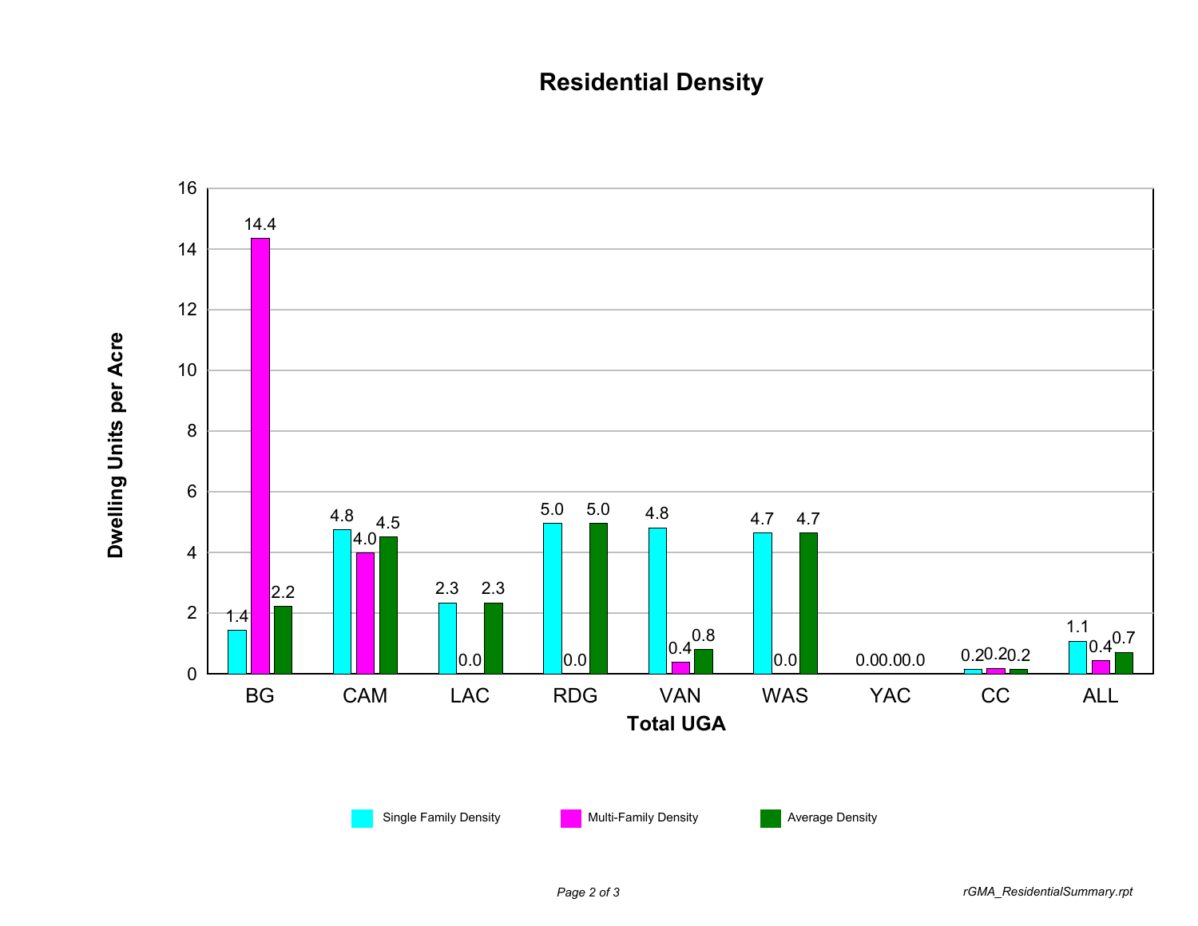# Residential Density

| Total UGA | Single Family Density | Multi-Family Density | Average Density |
| --- | --- | --- | --- |
| BG | 1.4 | 14.4 | 2.2 |
| CAM | 4.8 | 4.0 | 4.5 |
| LAC | 2.3 | 0.0 | 2.3 |
| RDG | 5.0 | 0.0 | 5.0 |
| VAN | 4.8 | 0.4 | 0.8 |
| WAS | 4.7 | 0.0 | 4.7 |
| YAC | 0.0 | 0.0 | 0.0 |
| CC | 0.2 | 0.2 | 0.2 |
| ALL | 1.1 | 0.4 | 0.7 |

Y-axis: Dwelling Units per Acre

X-axis: Total UGA

rGMA_ResidentialSummary.rpt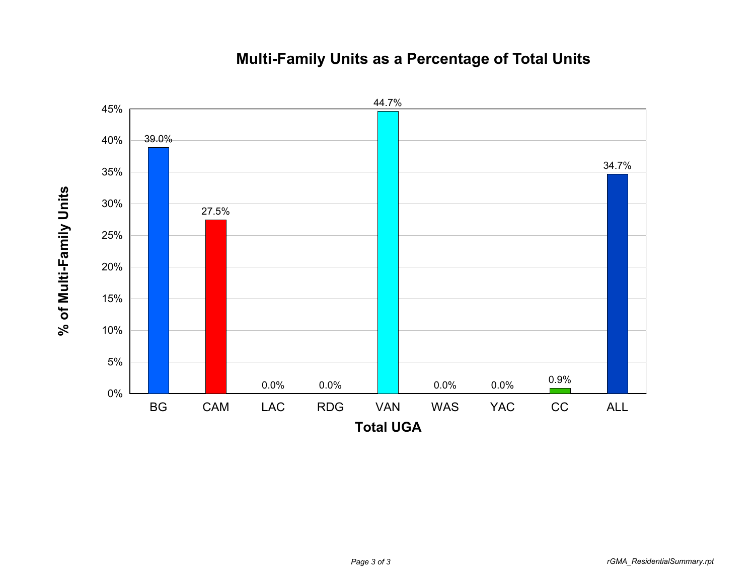## Multi-Family Units as a Percentage of Total Units

| Total UGA | % of Multi-Family Units |
| --- | --- |
| BG | 39.0% |
| CAM | 27.5% |
| LAC | 0.0% |
| RDG | 0.0% |
| VAN | 44.7% |
| WAS | 0.0% |
| YAC | 0.0% |
| CC | 0.9% |
| ALL | 34.7% |

*rGMA_ResidentialSummary.rpt*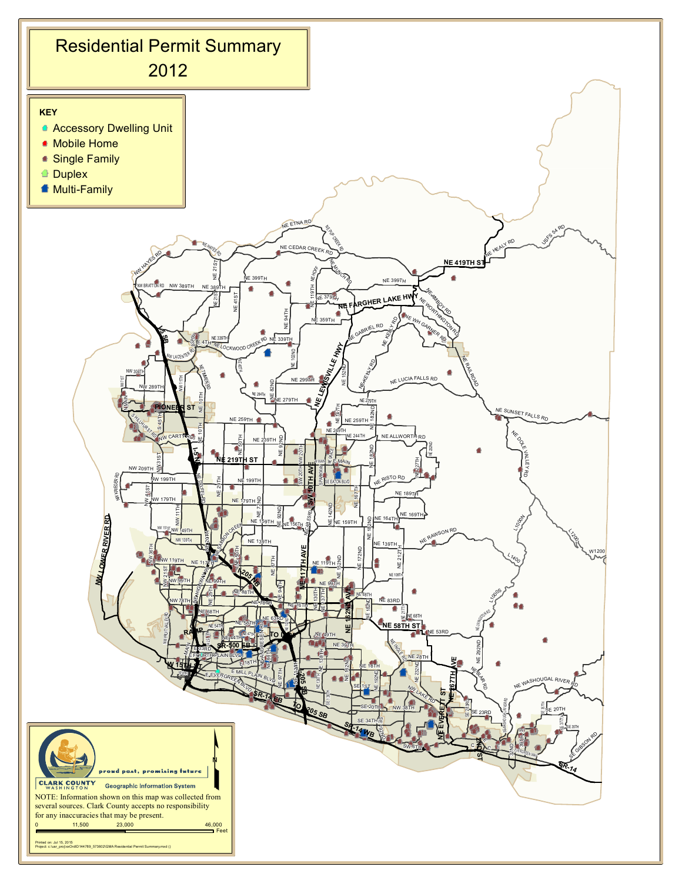# Residential Permit Summary 2012

**KEY**

- Accessory Dwelling Unit
- Mobile Home
- Single Family
- Duplex
- Multi-Family

CLARK COUNTY WASHINGTON

proud past, promising future

Geographic Information System

NOTE: Information shown on this map was collected from several sources. Clark County accepts no responsibility for any inaccuracies that may be present.

0 11,500 23,000 46,000 Feet

Printed on: Jul 15, 2015

Project: c:\usr_proj\xxOrd\D144789_573602\GMA Residential Permit Summary.mxd ()